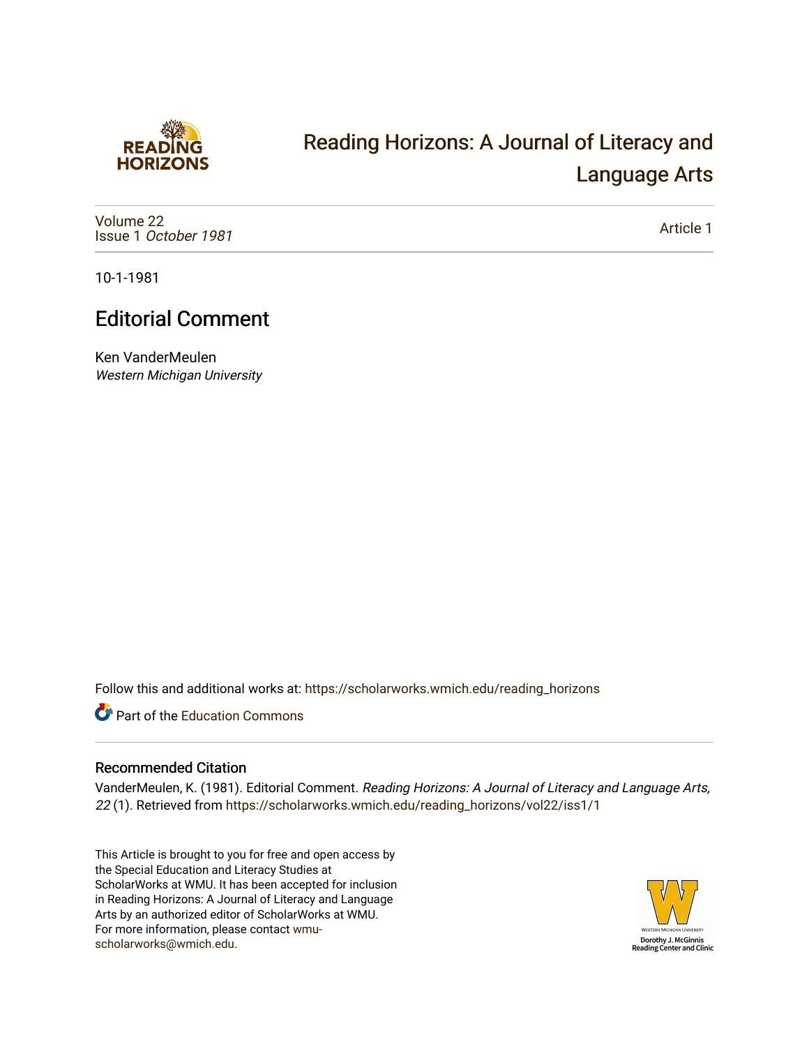# Reading Horizons: A Journal of Literacy and Language Arts

Volume 22
Issue 1 *October 1981*

Article 1

10-1-1981

## Editorial Comment

Ken VanderMeulen
*Western Michigan University*

Follow this and additional works at: https://scholarworks.wmich.edu/reading_horizons

Part of the Education Commons

### Recommended Citation

VanderMeulen, K. (1981). Editorial Comment. *Reading Horizons: A Journal of Literacy and Language Arts, 22* (1). Retrieved from https://scholarworks.wmich.edu/reading_horizons/vol22/iss1/1

This Article is brought to you for free and open access by the Special Education and Literacy Studies at ScholarWorks at WMU. It has been accepted for inclusion in Reading Horizons: A Journal of Literacy and Language Arts by an authorized editor of ScholarWorks at WMU. For more information, please contact wmu-scholarworks@wmich.edu.

Western Michigan University
Dorothy J. McGinnis Reading Center and Clinic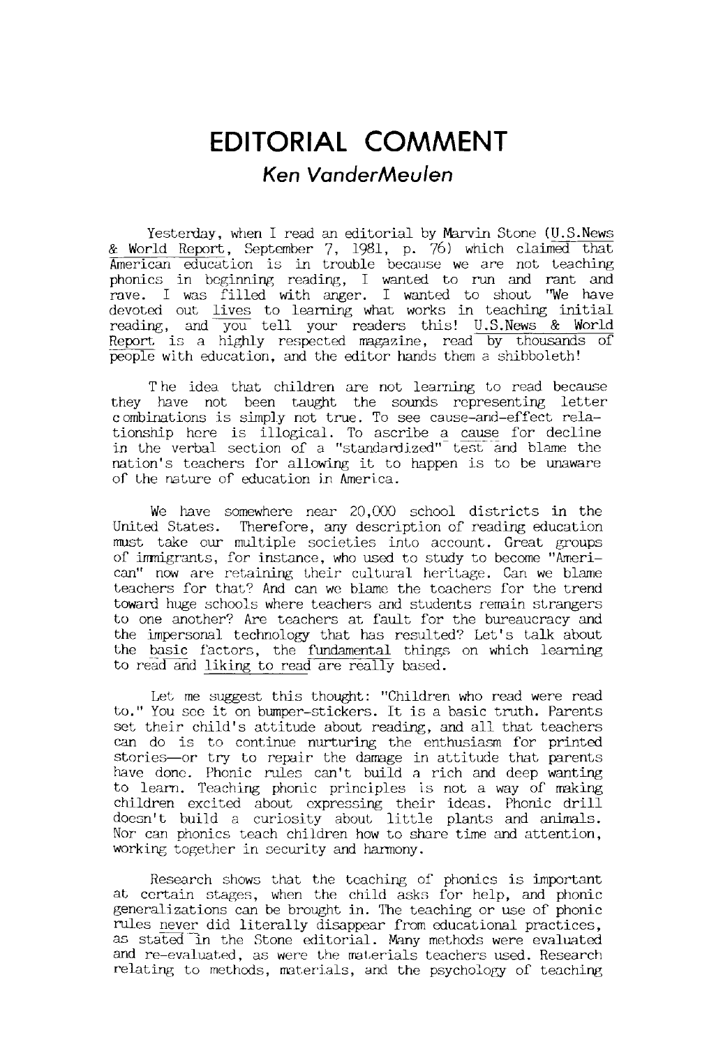# EDITORIAL COMMENT

*Ken VanderMeulen*

Yesterday, when I read an editorial by Marvin Stone (U.S.News & World Report, September 7, 1981, p. 76) which claimed that American education is in trouble because we are not teaching phonics in beginning reading, I wanted to run and rant and rave. I was filled with anger. I wanted to shout "We have devoted out lives to learning what works in teaching initial reading, and you tell your readers this! U.S.News & World Report is a highly respected magazine, read by thousands of people with education, and the editor hands them a shibboleth!

The idea that children are not learning to read because they have not been taught the sounds representing letter combinations is simply not true. To see cause-and-effect relationship here is illogical. To ascribe a cause for decline in the verbal section of a "standardized" test and blame the nation's teachers for allowing it to happen is to be unaware of the nature of education in America.

We have somewhere near 20,000 school districts in the United States. Therefore, any description of reading education must take our multiple societies into account. Great groups of immigrants, for instance, who used to study to become "American" now are retaining their cultural heritage. Can we blame teachers for that? And can we blame the teachers for the trend toward huge schools where teachers and students remain strangers to one another? Are teachers at fault for the bureaucracy and the impersonal technology that has resulted? Let's talk about the basic factors, the fundamental things on which learning to read and liking to read are really based.

Let me suggest this thought: "Children who read were read to." You see it on bumper-stickers. It is a basic truth. Parents set their child's attitude about reading, and all that teachers can do is to continue nurturing the enthusiasm for printed stories—or try to repair the damage in attitude that parents have done. Phonic rules can't build a rich and deep wanting to learn. Teaching phonic principles is not a way of making children excited about expressing their ideas. Phonic drill doesn't build a curiosity about little plants and animals. Nor can phonics teach children how to share time and attention, working together in security and harmony.

Research shows that the teaching of phonics is important at certain stages, when the child asks for help, and phonic generalizations can be brought in. The teaching or use of phonic rules never did literally disappear from educational practices, as stated in the Stone editorial. Many methods were evaluated and re-evaluated, as were the materials teachers used. Research relating to methods, materials, and the psychology of teaching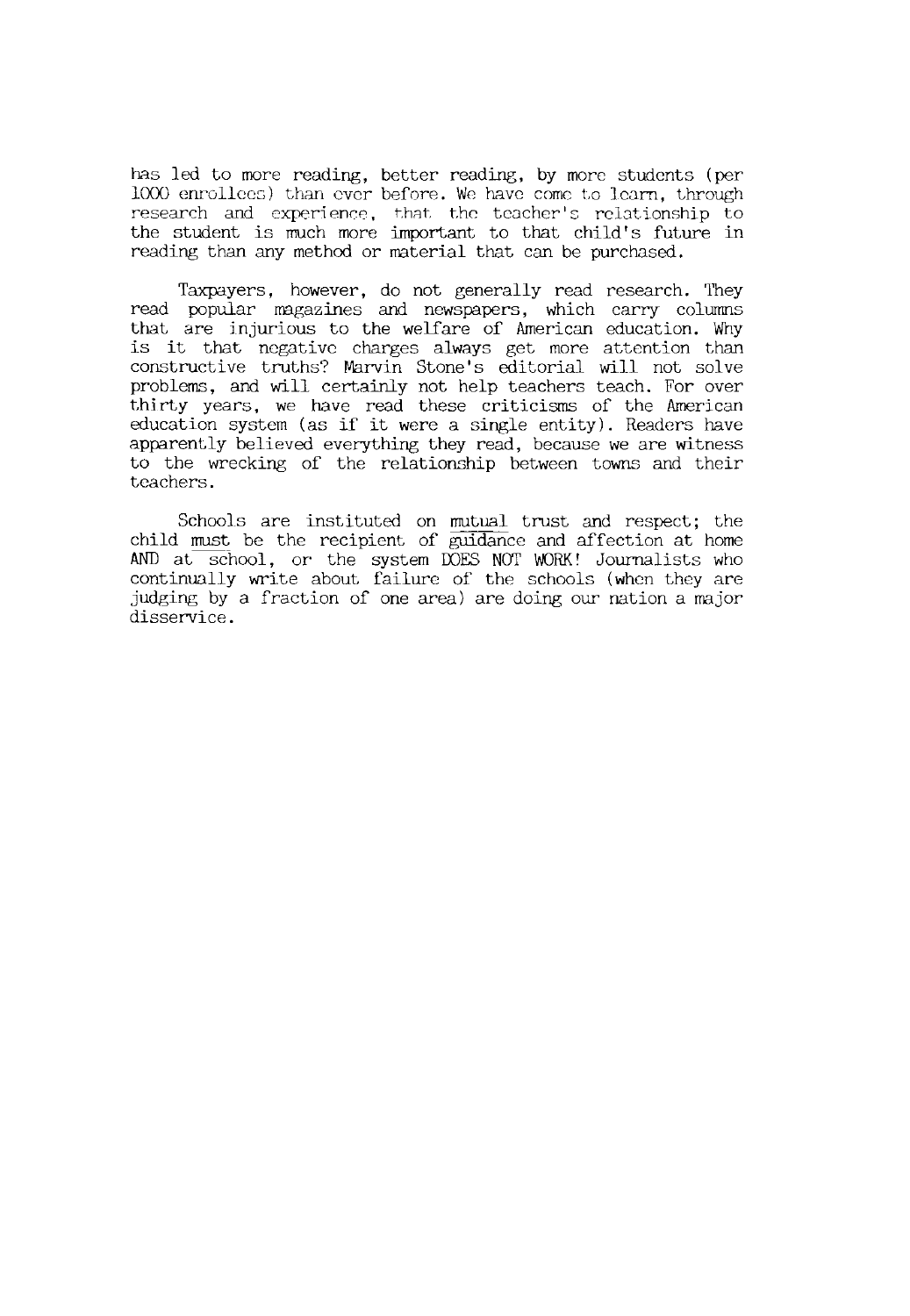has led to more reading, better reading, by more students (per 1000 enrollees) than ever before. We have come to learn, through research and experience, that the teacher's relationship to the student is much more important to that child's future in reading than any method or material that can be purchased.

Taxpayers, however, do not generally read research. They read popular magazines and newspapers, which carry columns that are injurious to the welfare of American education. Why is it that negative charges always get more attention than constructive truths? Marvin Stone's editorial will not solve problems, and will certainly not help teachers teach. For over thirty years, we have read these criticisms of the American education system (as if it were a single entity). Readers have apparently believed everything they read, because we are witness to the wrecking of the relationship between towns and their teachers.

Schools are instituted on <u>mutual</u> trust and respect; the child <u>must</u> be the recipient of <u>guidance</u> and affection at home <u>AND</u> at school, or the system DOES NOT WORK! Journalists who continually write about failure of the schools (when they are judging by a fraction of one area) are doing our nation a major disservice.